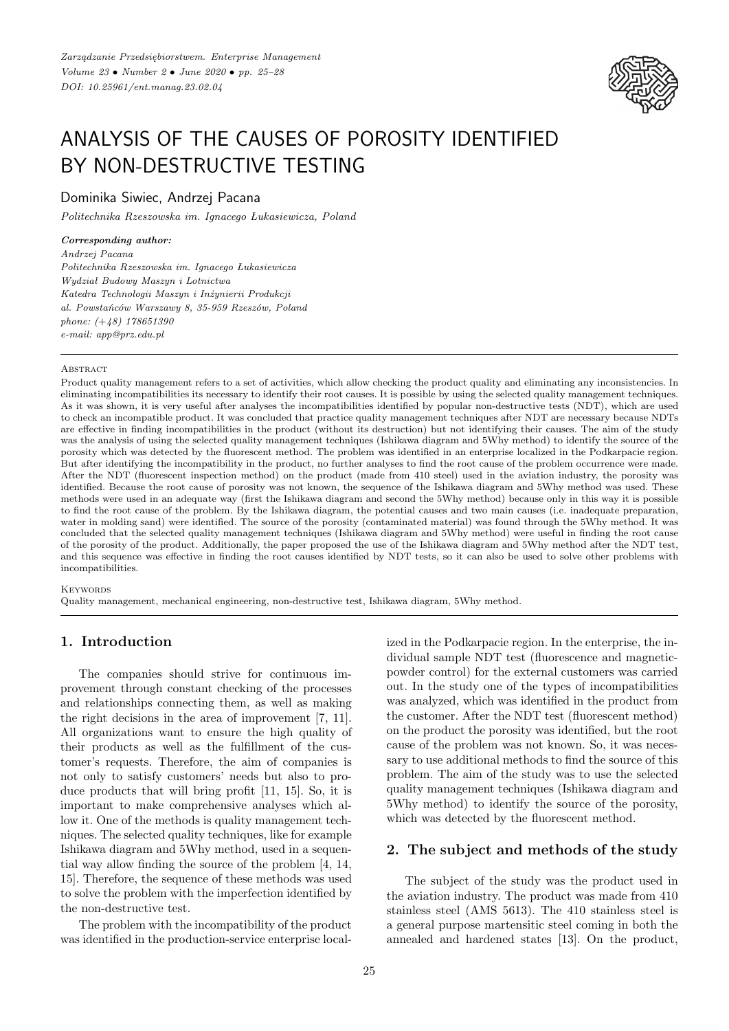# ANALYSIS OF THE CAUSES OF POROSITY IDENTIFIED BY NON-DESTRUCTIVE TESTING

Dominika Siwiec, Andrzej Pacana

*Politechnika Rzeszowska im. Ignacego Łukasiewicza, Poland*

***Corresponding author:***
*Andrzej Pacana*
*Politechnika Rzeszowska im. Ignacego Łukasiewicza*
*Wydział Budowy Maszyn i Lotnictwa*
*Katedra Technologii Maszyn i Inżynierii Produkcji*
*al. Powstańców Warszawy 8, 35-959 Rzeszów, Poland*
*phone: (+48) 178651390*
*e-mail: app@prz.edu.pl*

Abstract

Product quality management refers to a set of activities, which allow checking the product quality and eliminating any inconsistencies. In eliminating incompatibilities its necessary to identify their root causes. It is possible by using the selected quality management techniques. As it was shown, it is very useful after analyses the incompatibilities identified by popular non-destructive tests (NDT), which are used to check an incompatible product. It was concluded that practice quality management techniques after NDT are necessary because NDTs are effective in finding incompatibilities in the product (without its destruction) but not identifying their causes. The aim of the study was the analysis of using the selected quality management techniques (Ishikawa diagram and 5Why method) to identify the source of the porosity which was detected by the fluorescent method. The problem was identified in an enterprise localized in the Podkarpacie region. But after identifying the incompatibility in the product, no further analyses to find the root cause of the problem occurrence were made. After the NDT (fluorescent inspection method) on the product (made from 410 steel) used in the aviation industry, the porosity was identified. Because the root cause of porosity was not known, the sequence of the Ishikawa diagram and 5Why method was used. These methods were used in an adequate way (first the Ishikawa diagram and second the 5Why method) because only in this way it is possible to find the root cause of the problem. By the Ishikawa diagram, the potential causes and two main causes (i.e. inadequate preparation, water in molding sand) were identified. The source of the porosity (contaminated material) was found through the 5Why method. It was concluded that the selected quality management techniques (Ishikawa diagram and 5Why method) were useful in finding the root cause of the porosity of the product. Additionally, the paper proposed the use of the Ishikawa diagram and 5Why method after the NDT test, and this sequence was effective in finding the root causes identified by NDT tests, so it can also be used to solve other problems with incompatibilities.

Keywords

Quality management, mechanical engineering, non-destructive test, Ishikawa diagram, 5Why method.

## 1. Introduction

The companies should strive for continuous improvement through constant checking of the processes and relationships connecting them, as well as making the right decisions in the area of improvement [7, 11]. All organizations want to ensure the high quality of their products as well as the fulfillment of the customer's requests. Therefore, the aim of companies is not only to satisfy customers' needs but also to produce products that will bring profit [11, 15]. So, it is important to make comprehensive analyses which allow it. One of the methods is quality management techniques. The selected quality techniques, like for example Ishikawa diagram and 5Why method, used in a sequential way allow finding the source of the problem [4, 14, 15]. Therefore, the sequence of these methods was used to solve the problem with the imperfection identified by the non-destructive test.

The problem with the incompatibility of the product was identified in the production-service enterprise localized in the Podkarpacie region. In the enterprise, the individual sample NDT test (fluorescence and magnetic-powder control) for the external customers was carried out. In the study one of the types of incompatibilities was analyzed, which was identified in the product from the customer. After the NDT test (fluorescent method) on the product the porosity was identified, but the root cause of the problem was not known. So, it was necessary to use additional methods to find the source of this problem. The aim of the study was to use the selected quality management techniques (Ishikawa diagram and 5Why method) to identify the source of the porosity, which was detected by the fluorescent method.

## 2. The subject and methods of the study

The subject of the study was the product used in the aviation industry. The product was made from 410 stainless steel (AMS 5613). The 410 stainless steel is a general purpose martensitic steel coming in both the annealed and hardened states [13]. On the product,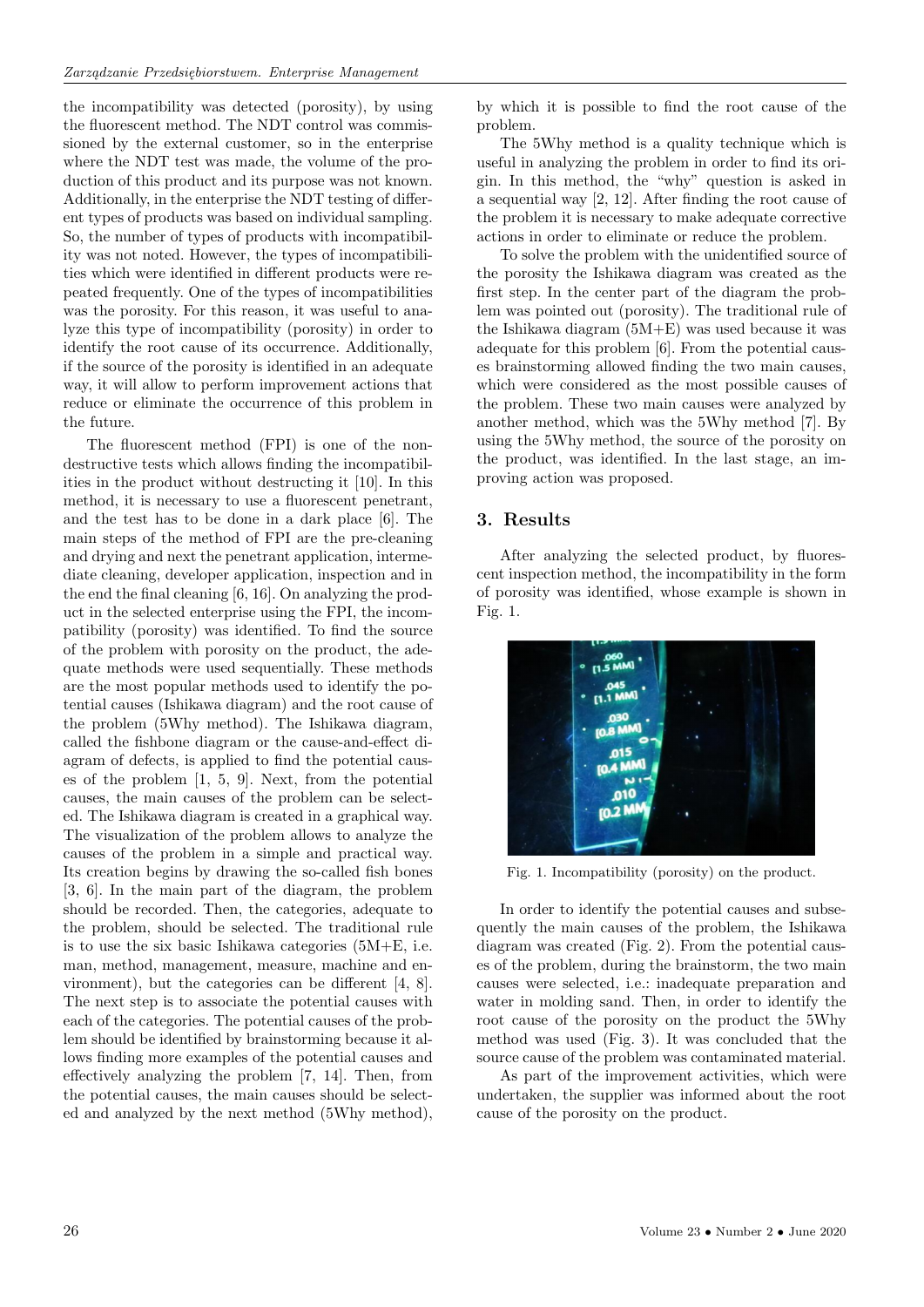the incompatibility was detected (porosity), by using the fluorescent method. The NDT control was commissioned by the external customer, so in the enterprise where the NDT test was made, the volume of the production of this product and its purpose was not known. Additionally, in the enterprise the NDT testing of different types of products was based on individual sampling. So, the number of types of products with incompatibility was not noted. However, the types of incompatibilities which were identified in different products were repeated frequently. One of the types of incompatibilities was the porosity. For this reason, it was useful to analyze this type of incompatibility (porosity) in order to identify the root cause of its occurrence. Additionally, if the source of the porosity is identified in an adequate way, it will allow to perform improvement actions that reduce or eliminate the occurrence of this problem in the future.

The fluorescent method (FPI) is one of the non-destructive tests which allows finding the incompatibilities in the product without destructing it [10]. In this method, it is necessary to use a fluorescent penetrant, and the test has to be done in a dark place [6]. The main steps of the method of FPI are the pre-cleaning and drying and next the penetrant application, intermediate cleaning, developer application, inspection and in the end the final cleaning [6, 16]. On analyzing the product in the selected enterprise using the FPI, the incompatibility (porosity) was identified. To find the source of the problem with porosity on the product, the adequate methods were used sequentially. These methods are the most popular methods used to identify the potential causes (Ishikawa diagram) and the root cause of the problem (5Why method). The Ishikawa diagram, called the fishbone diagram or the cause-and-effect diagram of defects, is applied to find the potential causes of the problem [1, 5, 9]. Next, from the potential causes, the main causes of the problem can be selected. The Ishikawa diagram is created in a graphical way. The visualization of the problem allows to analyze the causes of the problem in a simple and practical way. Its creation begins by drawing the so-called fish bones [3, 6]. In the main part of the diagram, the problem should be recorded. Then, the categories, adequate to the problem, should be selected. The traditional rule is to use the six basic Ishikawa categories (5M+E, i.e. man, method, management, measure, machine and environment), but the categories can be different [4, 8]. The next step is to associate the potential causes with each of the categories. The potential causes of the problem should be identified by brainstorming because it allows finding more examples of the potential causes and effectively analyzing the problem [7, 14]. Then, from the potential causes, the main causes should be selected and analyzed by the next method (5Why method), by which it is possible to find the root cause of the problem.

The 5Why method is a quality technique which is useful in analyzing the problem in order to find its origin. In this method, the "why" question is asked in a sequential way [2, 12]. After finding the root cause of the problem it is necessary to make adequate corrective actions in order to eliminate or reduce the problem.

To solve the problem with the unidentified source of the porosity the Ishikawa diagram was created as the first step. In the center part of the diagram the problem was pointed out (porosity). The traditional rule of the Ishikawa diagram (5M+E) was used because it was adequate for this problem [6]. From the potential causes brainstorming allowed finding the two main causes, which were considered as the most possible causes of the problem. These two main causes were analyzed by another method, which was the 5Why method [7]. By using the 5Why method, the source of the porosity on the product, was identified. In the last stage, an improving action was proposed.

## 3. Results

After analyzing the selected product, by fluorescent inspection method, the incompatibility in the form of porosity was identified, whose example is shown in Fig. 1.

Fig. 1. Incompatibility (porosity) on the product.

In order to identify the potential causes and subsequently the main causes of the problem, the Ishikawa diagram was created (Fig. 2). From the potential causes of the problem, during the brainstorm, the two main causes were selected, i.e.: inadequate preparation and water in molding sand. Then, in order to identify the root cause of the porosity on the product the 5Why method was used (Fig. 3). It was concluded that the source cause of the problem was contaminated material.

As part of the improvement activities, which were undertaken, the supplier was informed about the root cause of the porosity on the product.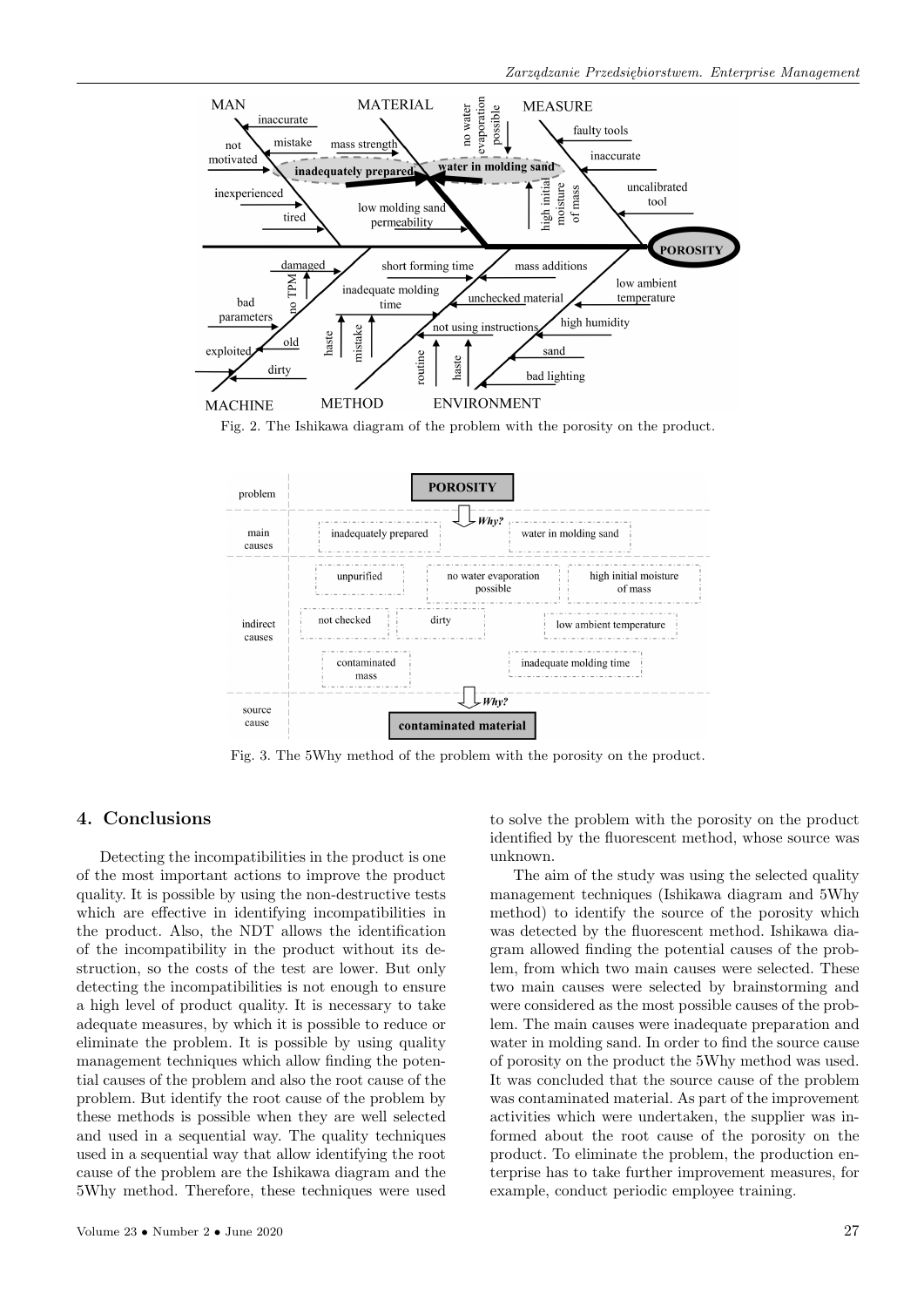MAN
MATERIAL
MEASURE
inaccurate
mistake
not motivated
mass strength
inexperienced
tired
inadequately prepared
water in molding sand
low molding sand permeability
no water evaporation possible
high initial moisture of mass
faulty tools
inaccurate
uncalibrated tool
POROSITY
damaged
no TPM
bad parameters
exploited
old
dirty
short forming time
inadequate molding time
haste
mistake
mass additions
unchecked material
not using instructions
routine
haste
low ambient temperature
high humidity
sand
bad lighting
MACHINE
METHOD
ENVIRONMENT

Fig. 2. The Ishikawa diagram of the problem with the porosity on the product.

problem
POROSITY
Why?
main causes
inadequately prepared
water in molding sand
indirect causes
unpurified
no water evaporation possible
high initial moisture of mass
not checked
dirty
low ambient temperature
contaminated mass
inadequate molding time
Why?
source cause
contaminated material

Fig. 3. The 5Why method of the problem with the porosity on the product.

## 4. Conclusions

Detecting the incompatibilities in the product is one of the most important actions to improve the product quality. It is possible by using the non-destructive tests which are effective in identifying incompatibilities in the product. Also, the NDT allows the identification of the incompatibility in the product without its destruction, so the costs of the test are lower. But only detecting the incompatibilities is not enough to ensure a high level of product quality. It is necessary to take adequate measures, by which it is possible to reduce or eliminate the problem. It is possible by using quality management techniques which allow finding the potential causes of the problem and also the root cause of the problem. But identify the root cause of the problem by these methods is possible when they are well selected and used in a sequential way. The quality techniques used in a sequential way that allow identifying the root cause of the problem are the Ishikawa diagram and the 5Why method. Therefore, these techniques were used to solve the problem with the porosity on the product identified by the fluorescent method, whose source was unknown.

The aim of the study was using the selected quality management techniques (Ishikawa diagram and 5Why method) to identify the source of the porosity which was detected by the fluorescent method. Ishikawa diagram allowed finding the potential causes of the problem, from which two main causes were selected. These two main causes were selected by brainstorming and were considered as the most possible causes of the problem. The main causes were inadequate preparation and water in molding sand. In order to find the source cause of porosity on the product the 5Why method was used. It was concluded that the source cause of the problem was contaminated material. As part of the improvement activities which were undertaken, the supplier was informed about the root cause of the porosity on the product. To eliminate the problem, the production enterprise has to take further improvement measures, for example, conduct periodic employee training.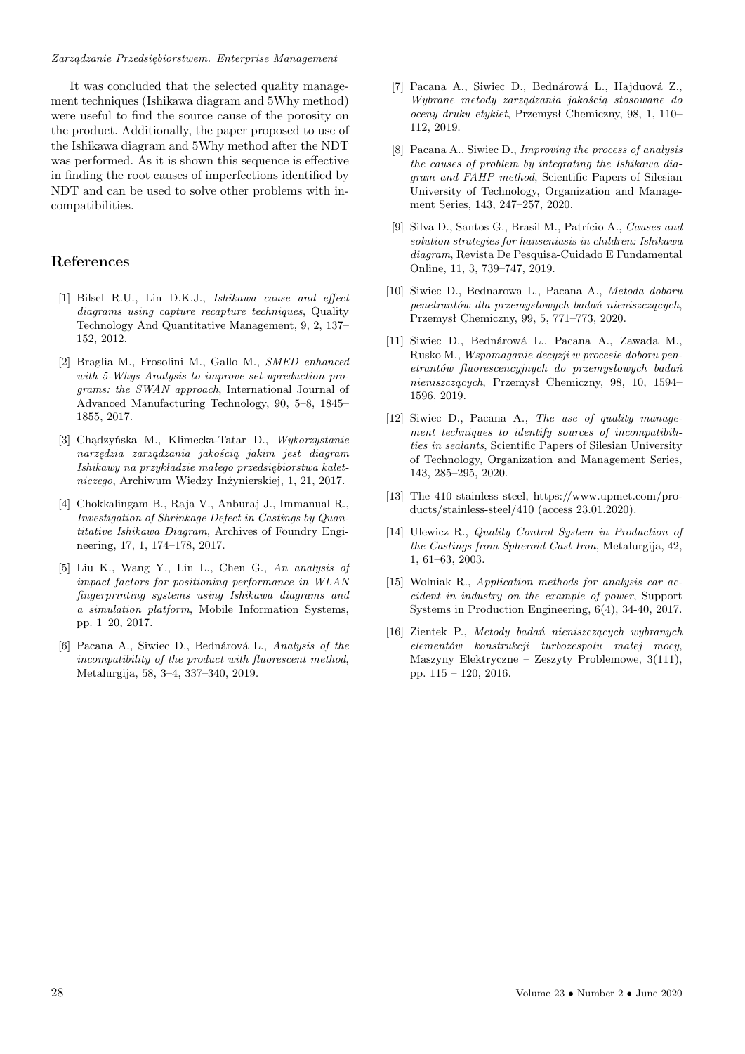It was concluded that the selected quality management techniques (Ishikawa diagram and 5Why method) were useful to find the source cause of the porosity on the product. Additionally, the paper proposed to use of the Ishikawa diagram and 5Why method after the NDT was performed. As it is shown this sequence is effective in finding the root causes of imperfections identified by NDT and can be used to solve other problems with incompatibilities.

## References

[1] Bilsel R.U., Lin D.K.J., *Ishikawa cause and effect diagrams using capture recapture techniques*, Quality Technology And Quantitative Management, 9, 2, 137–152, 2012.

[2] Braglia M., Frosolini M., Gallo M., *SMED enhanced with 5-Whys Analysis to improve set-upreduction programs: the SWAN approach*, International Journal of Advanced Manufacturing Technology, 90, 5–8, 1845–1855, 2017.

[3] Chądzyńska M., Klimecka-Tatar D., *Wykorzystanie narzędzia zarządzania jakością jakim jest diagram Ishikawy na przykładzie małego przedsiębiorstwa kaletniczego*, Archiwum Wiedzy Inżynierskiej, 1, 21, 2017.

[4] Chokkalingam B., Raja V., Anburaj J., Immanual R., *Investigation of Shrinkage Defect in Castings by Quantitative Ishikawa Diagram*, Archives of Foundry Engineering, 17, 1, 174–178, 2017.

[5] Liu K., Wang Y., Lin L., Chen G., *An analysis of impact factors for positioning performance in WLAN fingerprinting systems using Ishikawa diagrams and a simulation platform*, Mobile Information Systems, pp. 1–20, 2017.

[6] Pacana A., Siwiec D., Bednárová L., *Analysis of the incompatibility of the product with fluorescent method*, Metalurgija, 58, 3–4, 337–340, 2019.

[7] Pacana A., Siwiec D., Bednárowá L., Hajduová Z., *Wybrane metody zarządzania jakością stosowane do oceny druku etykiet*, Przemysł Chemiczny, 98, 1, 110–112, 2019.

[8] Pacana A., Siwiec D., *Improving the process of analysis the causes of problem by integrating the Ishikawa diagram and FAHP method*, Scientific Papers of Silesian University of Technology, Organization and Management Series, 143, 247–257, 2020.

[9] Silva D., Santos G., Brasil M., Patrício A., *Causes and solution strategies for hanseniasis in children: Ishikawa diagram*, Revista De Pesquisa-Cuidado E Fundamental Online, 11, 3, 739–747, 2019.

[10] Siwiec D., Bednarowa L., Pacana A., *Metoda doboru penetrantów dla przemysłowych badań nieniszczących*, Przemysł Chemiczny, 99, 5, 771–773, 2020.

[11] Siwiec D., Bednárowá L., Pacana A., Zawada M., Rusko M., *Wspomaganie decyzji w procesie doboru penetrantów fluorescencyjnych do przemysłowych badań nieniszczących*, Przemysł Chemiczny, 98, 10, 1594–1596, 2019.

[12] Siwiec D., Pacana A., *The use of quality management techniques to identify sources of incompatibilities in sealants*, Scientific Papers of Silesian University of Technology, Organization and Management Series, 143, 285–295, 2020.

[13] The 410 stainless steel, https://www.upmet.com/products/stainless-steel/410 (access 23.01.2020).

[14] Ulewicz R., *Quality Control System in Production of the Castings from Spheroid Cast Iron*, Metalurgija, 42, 1, 61–63, 2003.

[15] Wolniak R., *Application methods for analysis car accident in industry on the example of power*, Support Systems in Production Engineering, 6(4), 34-40, 2017.

[16] Zientek P., *Metody badań nieniszczących wybranych elementów konstrukcji turbozespołu małej mocy*, Maszyny Elektryczne – Zeszyty Problemowe, 3(111), pp. 115 – 120, 2016.